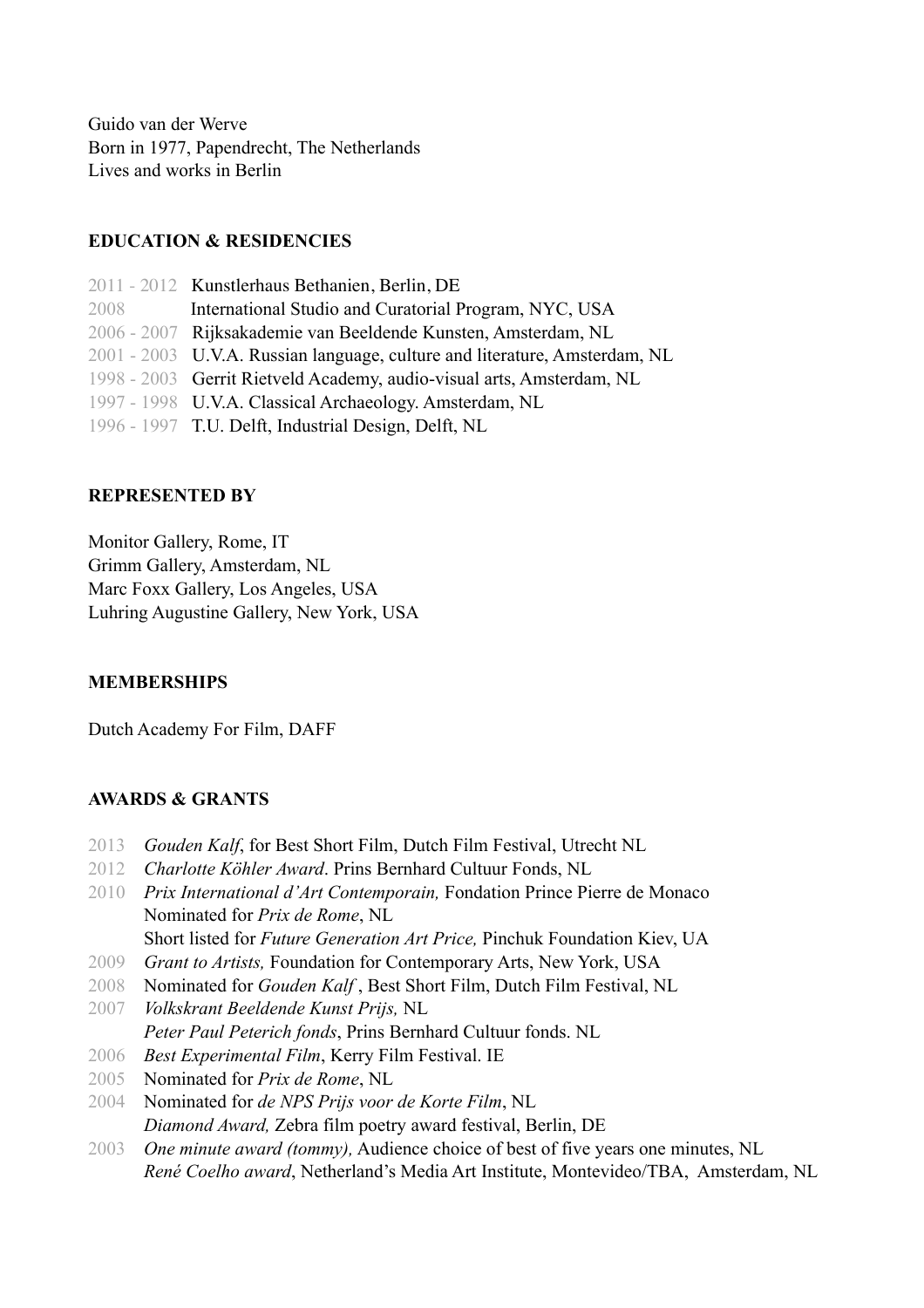Guido van der Werve
Born in 1977, Papendrecht, The Netherlands
Lives and works in Berlin

**EDUCATION & RESIDENCIES**

2011 - 2012 Kunstlerhaus Bethanien, Berlin, DE
2008 International Studio and Curatorial Program, NYC, USA
2006 - 2007 Rijksakademie van Beeldende Kunsten, Amsterdam, NL
2001 - 2003 U.V.A. Russian language, culture and literature, Amsterdam, NL
1998 - 2003 Gerrit Rietveld Academy, audio-visual arts, Amsterdam, NL
1997 - 1998 U.V.A. Classical Archaeology. Amsterdam, NL
1996 - 1997 T.U. Delft, Industrial Design, Delft, NL

**REPRESENTED BY**

Monitor Gallery, Rome, IT
Grimm Gallery, Amsterdam, NL
Marc Foxx Gallery, Los Angeles, USA
Luhring Augustine Gallery, New York, USA

**MEMBERSHIPS**

Dutch Academy For Film, DAFF

**AWARDS & GRANTS**

2013 *Gouden Kalf*, for Best Short Film, Dutch Film Festival, Utrecht NL
2012 *Charlotte Köhler Award*. Prins Bernhard Cultuur Fonds, NL
2010 *Prix International d'Art Contemporain,* Fondation Prince Pierre de Monaco
Nominated for *Prix de Rome*, NL
Short listed for *Future Generation Art Price,* Pinchuk Foundation Kiev, UA
2009 *Grant to Artists,* Foundation for Contemporary Arts, New York, USA
2008 Nominated for *Gouden Kalf* , Best Short Film, Dutch Film Festival, NL
2007 *Volkskrant Beeldende Kunst Prijs,* NL
*Peter Paul Peterich fonds*, Prins Bernhard Cultuur fonds. NL
2006 *Best Experimental Film*, Kerry Film Festival. IE
2005 Nominated for *Prix de Rome*, NL
2004 Nominated for *de NPS Prijs voor de Korte Film*, NL
*Diamond Award,* Zebra film poetry award festival, Berlin, DE
2003 *One minute award (tommy),* Audience choice of best of five years one minutes, NL
*René Coelho award*, Netherland's Media Art Institute, Montevideo/TBA, Amsterdam, NL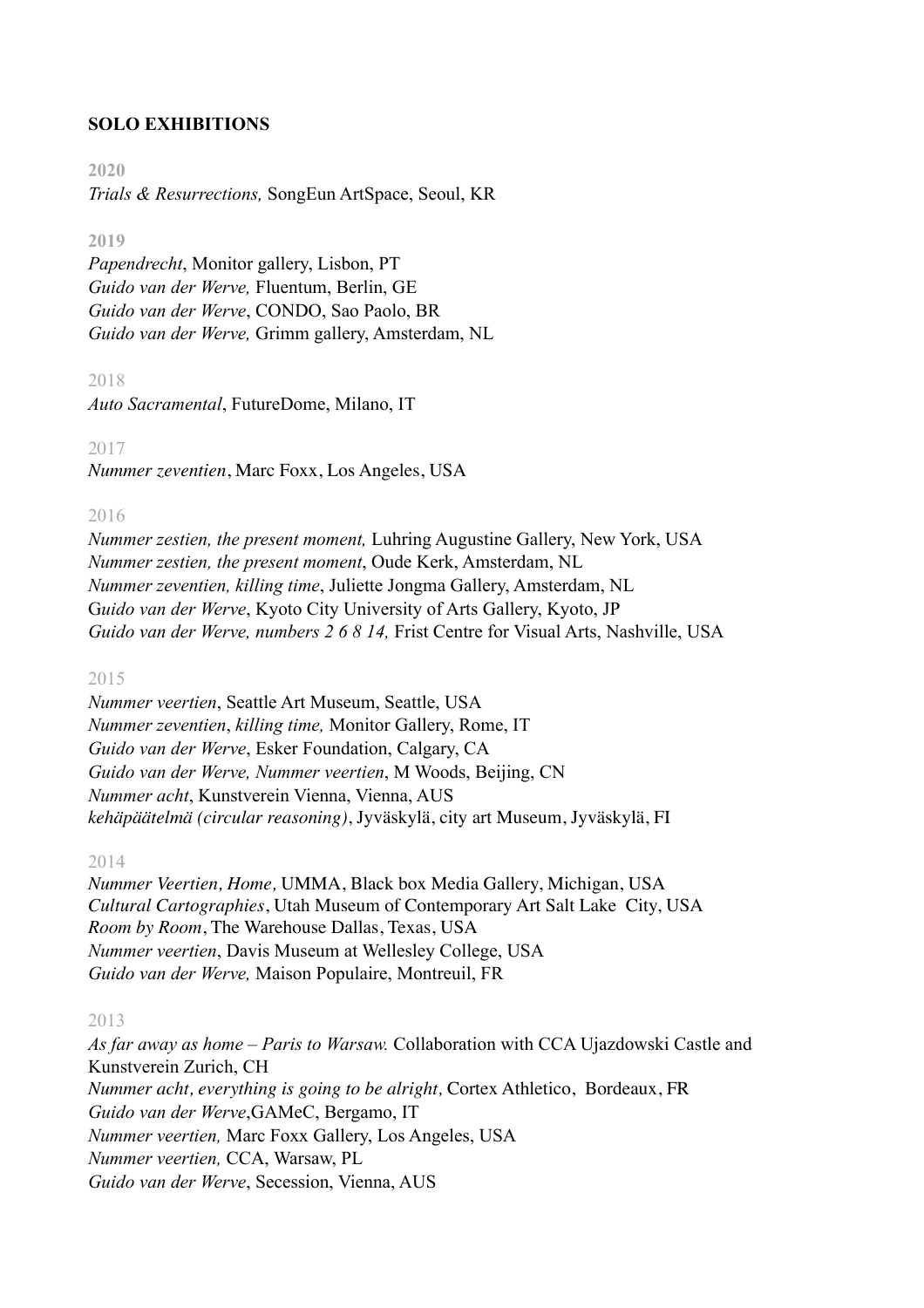**SOLO EXHIBITIONS**

**2020**

*Trials & Resurrections,* SongEun ArtSpace, Seoul, KR

**2019**

*Papendrecht*, Monitor gallery, Lisbon, PT
*Guido van der Werve,* Fluentum, Berlin, GE
*Guido van der Werve*, CONDO, Sao Paolo, BR
*Guido van der Werve,* Grimm gallery, Amsterdam, NL

2018

*Auto Sacramental*, FutureDome, Milano, IT

2017

*Nummer zeventien*, Marc Foxx, Los Angeles, USA

2016

*Nummer zestien, the present moment,* Luhring Augustine Gallery, New York, USA
*Nummer zestien, the present moment*, Oude Kerk, Amsterdam, NL
*Nummer zeventien, killing time*, Juliette Jongma Gallery, Amsterdam, NL
*Guido van der Werve*, Kyoto City University of Arts Gallery, Kyoto, JP
*Guido van der Werve, numbers 2 6 8 14,* Frist Centre for Visual Arts, Nashville, USA

2015

*Nummer veertien*, Seattle Art Museum, Seattle, USA
*Nummer zeventien*, *killing time,* Monitor Gallery, Rome, IT
*Guido van der Werve*, Esker Foundation, Calgary, CA
*Guido van der Werve, Nummer veertien*, M Woods, Beijing, CN
*Nummer acht*, Kunstverein Vienna, Vienna, AUS
*kehäpäätelmä (circular reasoning)*, Jyväskylä, city art Museum, Jyväskylä, FI

2014

*Nummer Veertien, Home,* UMMA, Black box Media Gallery, Michigan, USA
*Cultural Cartographies*, Utah Museum of Contemporary Art Salt Lake City, USA
*Room by Room*, The Warehouse Dallas, Texas, USA
*Nummer veertien*, Davis Museum at Wellesley College, USA
*Guido van der Werve,* Maison Populaire, Montreuil, FR

2013

*As far away as home – Paris to Warsaw.* Collaboration with CCA Ujazdowski Castle and Kunstverein Zurich, CH
*Nummer acht, everything is going to be alright,* Cortex Athletico, Bordeaux, FR
*Guido van der Werve*,GAMeC, Bergamo, IT
*Nummer veertien,* Marc Foxx Gallery, Los Angeles, USA
*Nummer veertien,* CCA, Warsaw, PL
*Guido van der Werve*, Secession, Vienna, AUS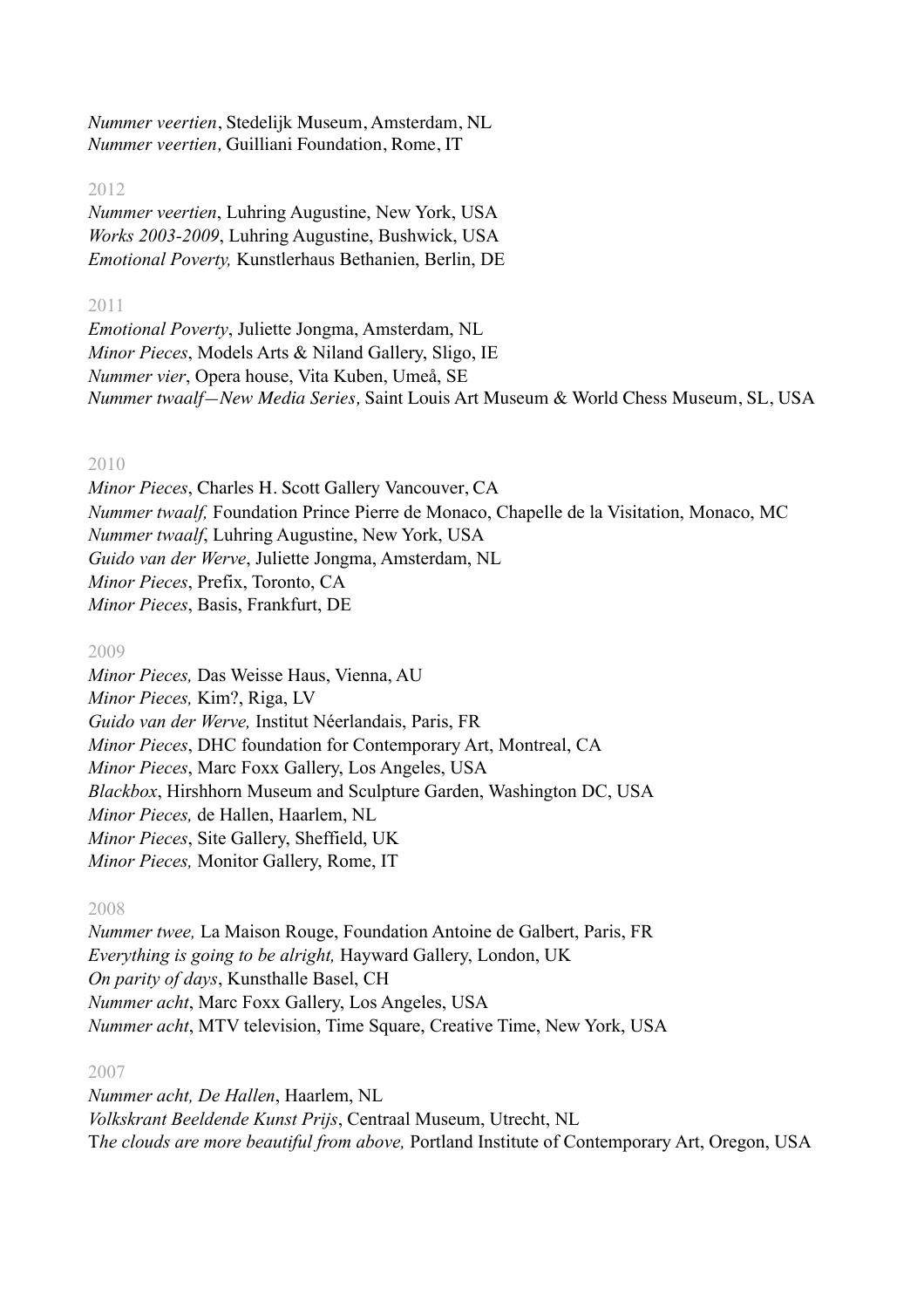*Nummer veertien*, Stedelijk Museum, Amsterdam, NL
*Nummer veertien,* Guilliani Foundation, Rome, IT

2012

*Nummer veertien*, Luhring Augustine, New York, USA
*Works 2003-2009*, Luhring Augustine, Bushwick, USA
*Emotional Poverty,* Kunstlerhaus Bethanien, Berlin, DE

2011

*Emotional Poverty*, Juliette Jongma, Amsterdam, NL
*Minor Pieces*, Models Arts & Niland Gallery, Sligo, IE
*Nummer vier*, Opera house, Vita Kuben, Umeå, SE
*Nummer twaalf—New Media Series,* Saint Louis Art Museum & World Chess Museum, SL, USA

2010

*Minor Pieces*, Charles H. Scott Gallery Vancouver, CA
*Nummer twaalf,* Foundation Prince Pierre de Monaco, Chapelle de la Visitation, Monaco, MC
*Nummer twaalf*, Luhring Augustine, New York, USA
*Guido van der Werve*, Juliette Jongma, Amsterdam, NL
*Minor Pieces*, Prefix, Toronto, CA
*Minor Pieces*, Basis, Frankfurt, DE

2009

*Minor Pieces,* Das Weisse Haus, Vienna, AU
*Minor Pieces,* Kim?, Riga, LV
*Guido van der Werve,* Institut Néerlandais, Paris, FR
*Minor Pieces*, DHC foundation for Contemporary Art, Montreal, CA
*Minor Pieces*, Marc Foxx Gallery, Los Angeles, USA
*Blackbox*, Hirshhorn Museum and Sculpture Garden, Washington DC, USA
*Minor Pieces,* de Hallen, Haarlem, NL
*Minor Pieces*, Site Gallery, Sheffield, UK
*Minor Pieces,* Monitor Gallery, Rome, IT

2008

*Nummer twee,* La Maison Rouge, Foundation Antoine de Galbert, Paris, FR
*Everything is going to be alright,* Hayward Gallery, London, UK
*On parity of days*, Kunsthalle Basel, CH
*Nummer acht*, Marc Foxx Gallery, Los Angeles, USA
*Nummer acht*, MTV television, Time Square, Creative Time, New York, USA

2007

*Nummer acht, De Hallen*, Haarlem, NL
*Volkskrant Beeldende Kunst Prijs*, Centraal Museum, Utrecht, NL
T*he clouds are more beautiful from above,* Portland Institute of Contemporary Art, Oregon, USA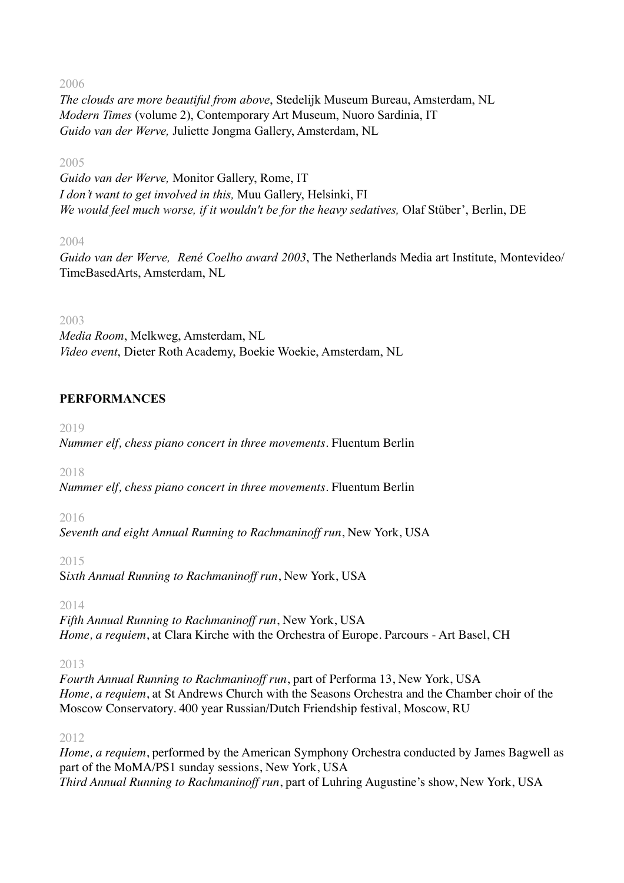2006

*The clouds are more beautiful from above*, Stedelijk Museum Bureau, Amsterdam, NL
*Modern Times* (volume 2), Contemporary Art Museum, Nuoro Sardinia, IT
*Guido van der Werve,* Juliette Jongma Gallery, Amsterdam, NL

2005

*Guido van der Werve,* Monitor Gallery, Rome, IT
*I don't want to get involved in this,* Muu Gallery, Helsinki, FI
*We would feel much worse, if it wouldn't be for the heavy sedatives,* Olaf Stüber', Berlin, DE

2004

*Guido van der Werve, René Coelho award 2003*, The Netherlands Media art Institute, Montevideo/TimeBasedArts, Amsterdam, NL

2003

*Media Room*, Melkweg, Amsterdam, NL
*Video event*, Dieter Roth Academy, Boekie Woekie, Amsterdam, NL

**PERFORMANCES**

2019

*Nummer elf, chess piano concert in three movements*. Fluentum Berlin

2018

*Nummer elf, chess piano concert in three movements*. Fluentum Berlin

2016

*Seventh and eight Annual Running to Rachmaninoff run*, New York, USA

2015

S*ixth Annual Running to Rachmaninoff run*, New York, USA

2014

*Fifth Annual Running to Rachmaninoff run*, New York, USA
*Home, a requiem*, at Clara Kirche with the Orchestra of Europe. Parcours - Art Basel, CH

2013

*Fourth Annual Running to Rachmaninoff run*, part of Performa 13, New York, USA
*Home, a requiem*, at St Andrews Church with the Seasons Orchestra and the Chamber choir of the Moscow Conservatory. 400 year Russian/Dutch Friendship festival, Moscow, RU

2012

*Home, a requiem*, performed by the American Symphony Orchestra conducted by James Bagwell as part of the MoMA/PS1 sunday sessions, New York, USA
*Third Annual Running to Rachmaninoff run*, part of Luhring Augustine's show, New York, USA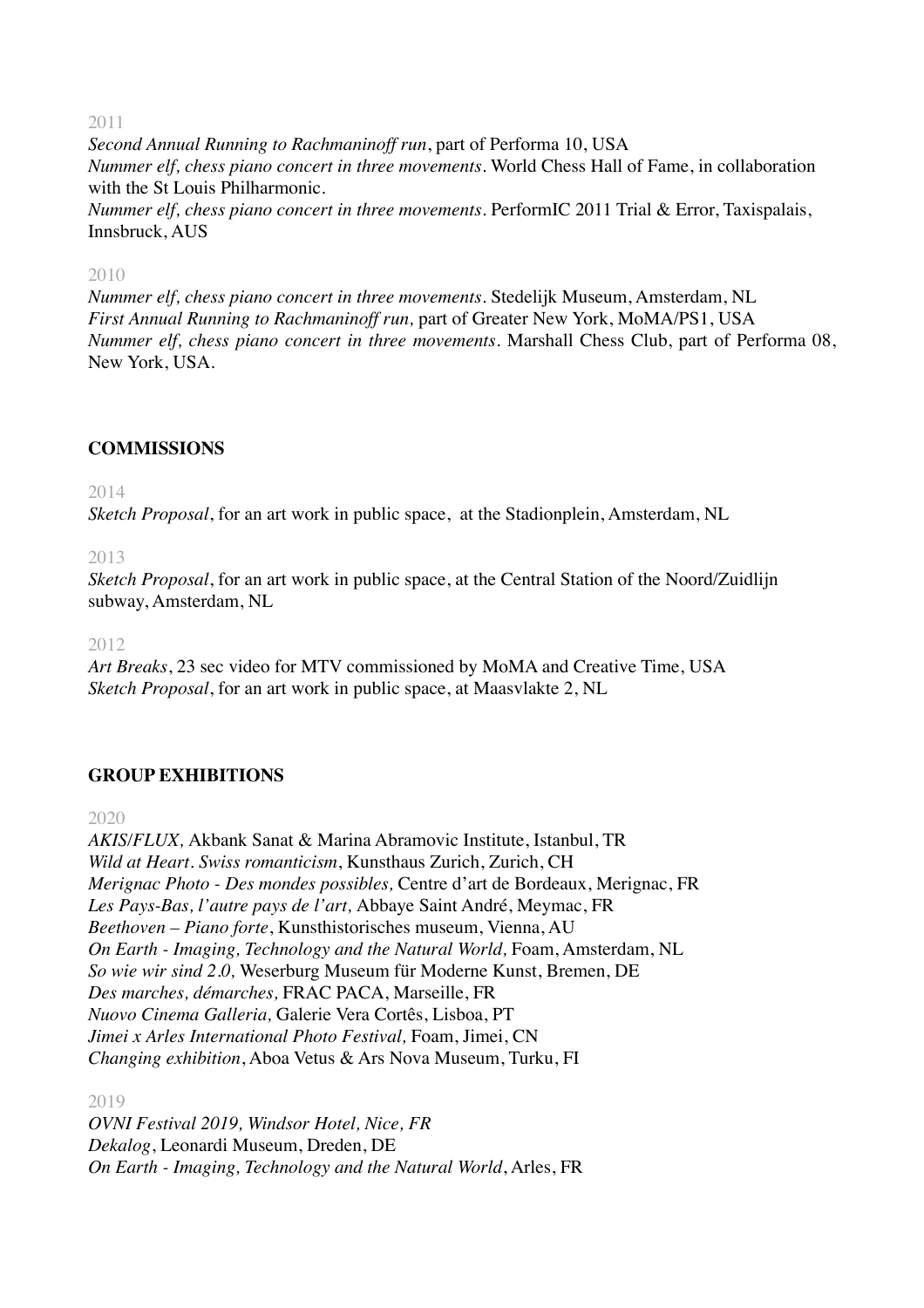2011

*Second Annual Running to Rachmaninoff run*, part of Performa 10, USA
*Nummer elf, chess piano concert in three movements*. World Chess Hall of Fame, in collaboration with the St Louis Philharmonic.
*Nummer elf, chess piano concert in three movements*. PerformIC 2011 Trial & Error, Taxispalais, Innsbruck, AUS

2010

*Nummer elf, chess piano concert in three movements*. Stedelijk Museum, Amsterdam, NL
*First Annual Running to Rachmaninoff run,* part of Greater New York, MoMA/PS1, USA
*Nummer elf, chess piano concert in three movements*. Marshall Chess Club, part of Performa 08, New York, USA.

**COMMISSIONS**

2014

*Sketch Proposal*, for an art work in public space, at the Stadionplein, Amsterdam, NL

2013

*Sketch Proposal*, for an art work in public space, at the Central Station of the Noord/Zuidlijn subway, Amsterdam, NL

2012

*Art Breaks*, 23 sec video for MTV commissioned by MoMA and Creative Time, USA
*Sketch Proposal*, for an art work in public space, at Maasvlakte 2, NL

**GROUP EXHIBITIONS**

2020

*AKIS/FLUX,* Akbank Sanat & Marina Abramovic Institute, Istanbul, TR
*Wild at Heart. Swiss romanticism*, Kunsthaus Zurich, Zurich, CH
*Merignac Photo - Des mondes possibles,* Centre d'art de Bordeaux, Merignac, FR
*Les Pays-Bas, l'autre pays de l'art,* Abbaye Saint André, Meymac, FR
*Beethoven – Piano forte*, Kunsthistorisches museum, Vienna, AU
*On Earth - Imaging, Technology and the Natural World,* Foam, Amsterdam, NL
*So wie wir sind 2.0,* Weserburg Museum für Moderne Kunst, Bremen, DE
*Des marches, démarches,* FRAC PACA, Marseille, FR
*Nuovo Cinema Galleria,* Galerie Vera Cortês, Lisboa, PT
*Jimei x Arles International Photo Festival,* Foam, Jimei, CN
*Changing exhibition*, Aboa Vetus & Ars Nova Museum, Turku, FI

2019

*OVNI Festival 2019, Windsor Hotel, Nice, FR*
*Dekalog*, Leonardi Museum, Dreden, DE
*On Earth - Imaging, Technology and the Natural World*, Arles, FR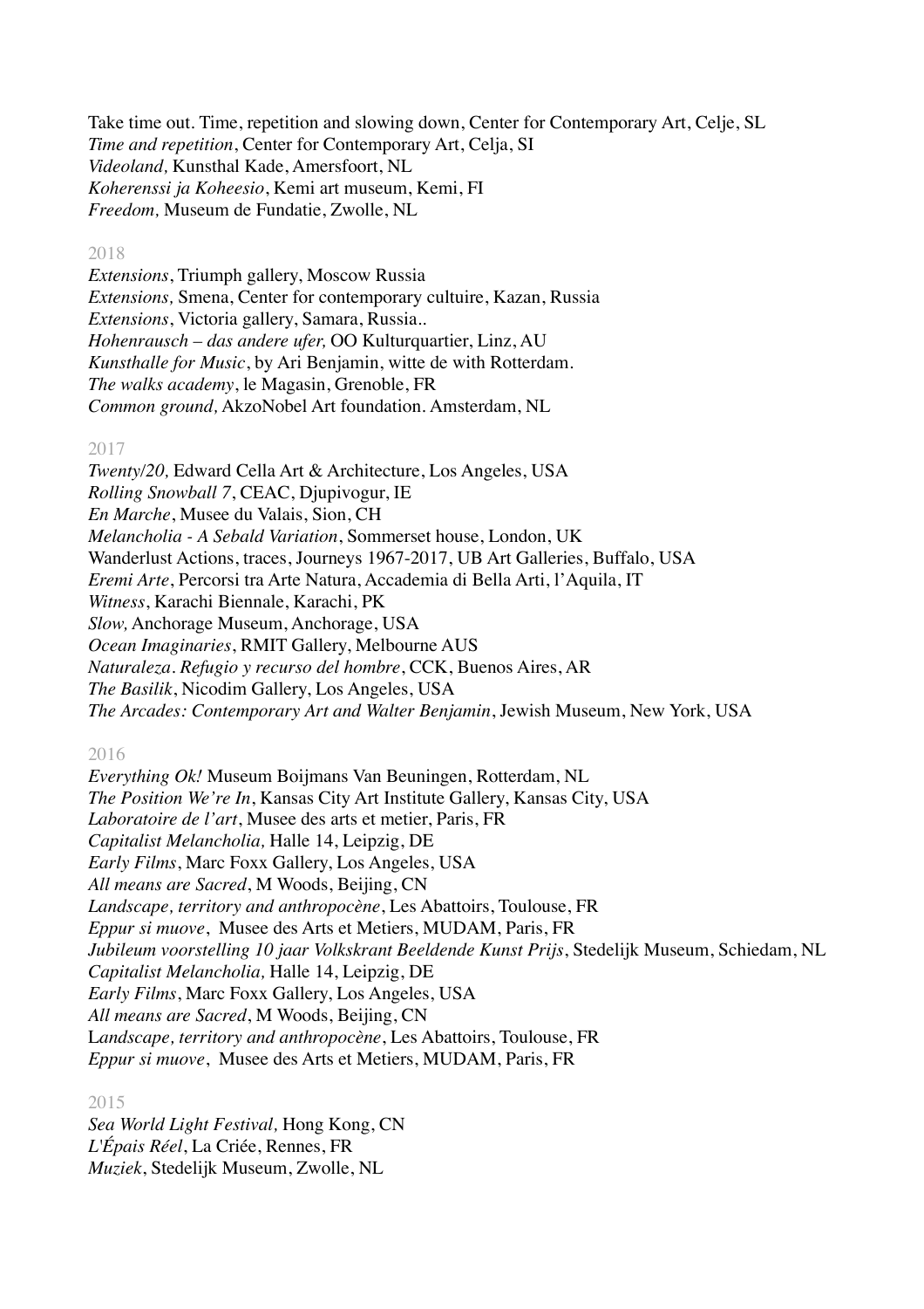Take time out. Time, repetition and slowing down, Center for Contemporary Art, Celje, SL
*Time and repetition*, Center for Contemporary Art, Celja, SI
*Videoland,* Kunsthal Kade, Amersfoort, NL
*Koherenssi ja Koheesio*, Kemi art museum, Kemi, FI
*Freedom,* Museum de Fundatie, Zwolle, NL

2018

*Extensions*, Triumph gallery, Moscow Russia
*Extensions,* Smena, Center for contemporary cultuire, Kazan, Russia
*Extensions*, Victoria gallery, Samara, Russia..
*Hohenrausch – das andere ufer,* OO Kulturquartier, Linz, AU
*Kunsthalle for Music*, by Ari Benjamin, witte de with Rotterdam.
*The walks academy*, le Magasin, Grenoble, FR
*Common ground,* AkzoNobel Art foundation. Amsterdam, NL

2017

*Twenty/20,* Edward Cella Art & Architecture, Los Angeles, USA
*Rolling Snowball 7*, CEAC, Djupivogur, IE
*En Marche*, Musee du Valais, Sion, CH
*Melancholia - A Sebald Variation*, Sommerset house, London, UK
Wanderlust Actions, traces, Journeys 1967-2017, UB Art Galleries, Buffalo, USA
*Eremi Arte*, Percorsi tra Arte Natura, Accademia di Bella Arti, l'Aquila, IT
*Witness*, Karachi Biennale, Karachi, PK
*Slow,* Anchorage Museum, Anchorage, USA
*Ocean Imaginaries*, RMIT Gallery, Melbourne AUS
*Naturaleza. Refugio y recurso del hombre*, CCK, Buenos Aires, AR
*The Basilik*, Nicodim Gallery, Los Angeles, USA
*The Arcades: Contemporary Art and Walter Benjamin*, Jewish Museum, New York, USA

2016

*Everything Ok!* Museum Boijmans Van Beuningen, Rotterdam, NL
*The Position We're In*, Kansas City Art Institute Gallery, Kansas City, USA
*Laboratoire de l'art*, Musee des arts et metier, Paris, FR
*Capitalist Melancholia,* Halle 14, Leipzig, DE
*Early Films*, Marc Foxx Gallery, Los Angeles, USA
*All means are Sacred*, M Woods, Beijing, CN
*Landscape, territory and anthropocène*, Les Abattoirs, Toulouse, FR
*Eppur si muove*, Musee des Arts et Metiers, MUDAM, Paris, FR
*Jubileum voorstelling 10 jaar Volkskrant Beeldende Kunst Prijs*, Stedelijk Museum, Schiedam, NL
*Capitalist Melancholia,* Halle 14, Leipzig, DE
*Early Films*, Marc Foxx Gallery, Los Angeles, USA
*All means are Sacred*, M Woods, Beijing, CN
L*andscape, territory and anthropocène*, Les Abattoirs, Toulouse, FR
*Eppur si muove*, Musee des Arts et Metiers, MUDAM, Paris, FR

2015

*Sea World Light Festival,* Hong Kong, CN
*L'Épais Réel*, La Criée, Rennes, FR
*Muziek*, Stedelijk Museum, Zwolle, NL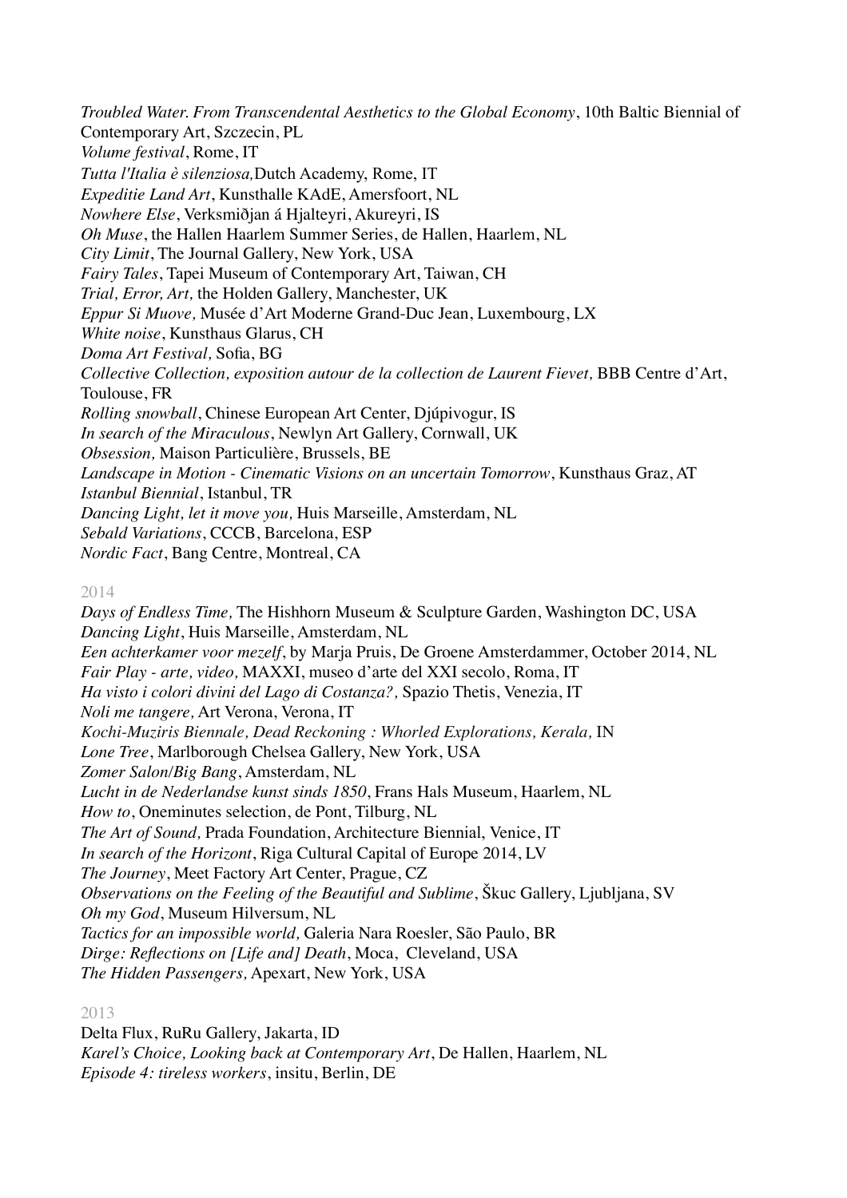*Troubled Water. From Transcendental Aesthetics to the Global Economy*, 10th Baltic Biennial of Contemporary Art, Szczecin, PL
*Volume festival*, Rome, IT
*Tutta l'Italia è silenziosa,* Dutch Academy, Rome, IT
*Expeditie Land Art*, Kunsthalle KAdE, Amersfoort, NL
*Nowhere Else*, Verksmiðjan á Hjalteyri, Akureyri, IS
*Oh Muse*, the Hallen Haarlem Summer Series, de Hallen, Haarlem, NL
*City Limit*, The Journal Gallery, New York, USA
*Fairy Tales*, Tapei Museum of Contemporary Art, Taiwan, CH
*Trial, Error, Art,* the Holden Gallery, Manchester, UK
*Eppur Si Muove,* Musée d'Art Moderne Grand-Duc Jean, Luxembourg, LX
*White noise*, Kunsthaus Glarus, CH
*Doma Art Festival,* Sofia, BG
*Collective Collection, exposition autour de la collection de Laurent Fievet,* BBB Centre d'Art, Toulouse, FR
*Rolling snowball*, Chinese European Art Center, Djúpivogur, IS
*In search of the Miraculous*, Newlyn Art Gallery, Cornwall, UK
*Obsession,* Maison Particulière, Brussels, BE
*Landscape in Motion - Cinematic Visions on an uncertain Tomorrow*, Kunsthaus Graz, AT
*Istanbul Biennial*, Istanbul, TR
*Dancing Light, let it move you,* Huis Marseille, Amsterdam, NL
*Sebald Variations*, CCCB, Barcelona, ESP
*Nordic Fact*, Bang Centre, Montreal, CA

2014

*Days of Endless Time,* The Hishhorn Museum & Sculpture Garden, Washington DC, USA
*Dancing Light*, Huis Marseille, Amsterdam, NL
*Een achterkamer voor mezelf*, by Marja Pruis, De Groene Amsterdammer, October 2014, NL
*Fair Play - arte, video,* MAXXI, museo d'arte del XXI secolo, Roma, IT
*Ha visto i colori divini del Lago di Costanza?,* Spazio Thetis, Venezia, IT
*Noli me tangere,* Art Verona, Verona, IT
*Kochi-Muziris Biennale, Dead Reckoning : Whorled Explorations, Kerala,* IN
*Lone Tree*, Marlborough Chelsea Gallery, New York, USA
*Zomer Salon/Big Bang*, Amsterdam, NL
*Lucht in de Nederlandse kunst sinds 1850*, Frans Hals Museum, Haarlem, NL
*How to*, Oneminutes selection, de Pont, Tilburg, NL
*The Art of Sound,* Prada Foundation, Architecture Biennial, Venice, IT
*In search of the Horizont*, Riga Cultural Capital of Europe 2014, LV
*The Journey*, Meet Factory Art Center, Prague, CZ
*Observations on the Feeling of the Beautiful and Sublime*, Škuc Gallery, Ljubljana, SV
*Oh my God*, Museum Hilversum, NL
*Tactics for an impossible world,* Galeria Nara Roesler, São Paulo, BR
*Dirge: Reflections on [Life and] Death*, Moca, Cleveland, USA
*The Hidden Passengers,* Apexart, New York, USA

2013

Delta Flux, RuRu Gallery, Jakarta, ID
*Karel's Choice, Looking back at Contemporary Art*, De Hallen, Haarlem, NL
*Episode 4: tireless workers*, insitu, Berlin, DE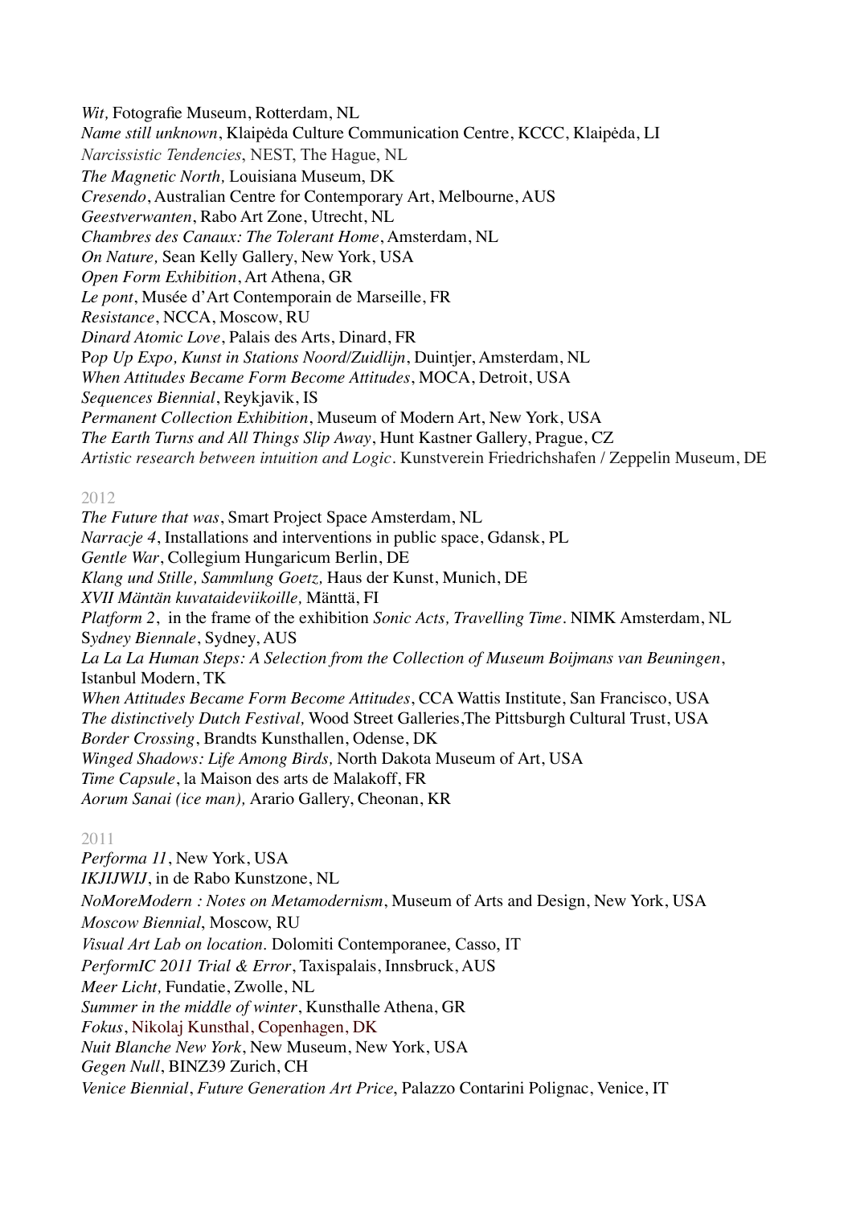*Wit,* Fotografie Museum, Rotterdam, NL
*Name still unknown*, Klaipėda Culture Communication Centre, KCCC, Klaipėda, LI
*Narcissistic Tendencies*, NEST, The Hague, NL
*The Magnetic North,* Louisiana Museum, DK
*Cresendo*, Australian Centre for Contemporary Art, Melbourne, AUS
*Geestverwanten*, Rabo Art Zone, Utrecht, NL
*Chambres des Canaux: The Tolerant Home*, Amsterdam, NL
*On Nature,* Sean Kelly Gallery, New York, USA
*Open Form Exhibition*, Art Athena, GR
*Le pont*, Musée d'Art Contemporain de Marseille, FR
*Resistance*, NCCA, Moscow, RU
*Dinard Atomic Love*, Palais des Arts, Dinard, FR
P*op Up Expo, Kunst in Stations Noord/Zuidlijn*, Duintjer, Amsterdam, NL
*When Attitudes Became Form Become Attitudes*, MOCA, Detroit, USA
*Sequences Biennial*, Reykjavik, IS
*Permanent Collection Exhibition*, Museum of Modern Art, New York, USA
*The Earth Turns and All Things Slip Away*, Hunt Kastner Gallery, Prague, CZ
*Artistic research between intuition and Logic*. Kunstverein Friedrichshafen / Zeppelin Museum, DE

2012

*The Future that was*, Smart Project Space Amsterdam, NL
*Narracje 4*, Installations and interventions in public space, Gdansk, PL
*Gentle War*, Collegium Hungaricum Berlin, DE
*Klang und Stille, Sammlung Goetz,* Haus der Kunst, Munich, DE
*XVII Mäntän kuvataideviikoille,* Mänttä, FI
*Platform 2*, in the frame of the exhibition *Sonic Acts, Travelling Time*. NIMK Amsterdam, NL
S*ydney Biennale*, Sydney, AUS
*La La La Human Steps: A Selection from the Collection of Museum Boijmans van Beuningen*, Istanbul Modern, TK
*When Attitudes Became Form Become Attitudes*, CCA Wattis Institute, San Francisco, USA
*The distinctively Dutch Festival,* Wood Street Galleries,The Pittsburgh Cultural Trust, USA
*Border Crossing*, Brandts Kunsthallen, Odense, DK
*Winged Shadows: Life Among Birds,* North Dakota Museum of Art, USA
*Time Capsule*, la Maison des arts de Malakoff, FR
*Aorum Sanai (ice man),* Arario Gallery, Cheonan, KR

2011

*Performa 11*, New York, USA
*IKJIJWIJ*, in de Rabo Kunstzone, NL
*NoMoreModern : Notes on Metamodernism*, Museum of Arts and Design, New York, USA
*Moscow Biennial*, Moscow, RU
*Visual Art Lab on location*. Dolomiti Contemporanee, Casso, IT
*PerformIC 2011 Trial & Error*, Taxispalais, Innsbruck, AUS
*Meer Licht,* Fundatie, Zwolle, NL
*Summer in the middle of winter*, Kunsthalle Athena, GR
*Fokus*, Nikolaj Kunsthal, Copenhagen, DK
*Nuit Blanche New York*, New Museum, New York, USA
*Gegen Null*, BINZ39 Zurich, CH
*Venice Biennial*, *Future Generation Art Price*, Palazzo Contarini Polignac, Venice, IT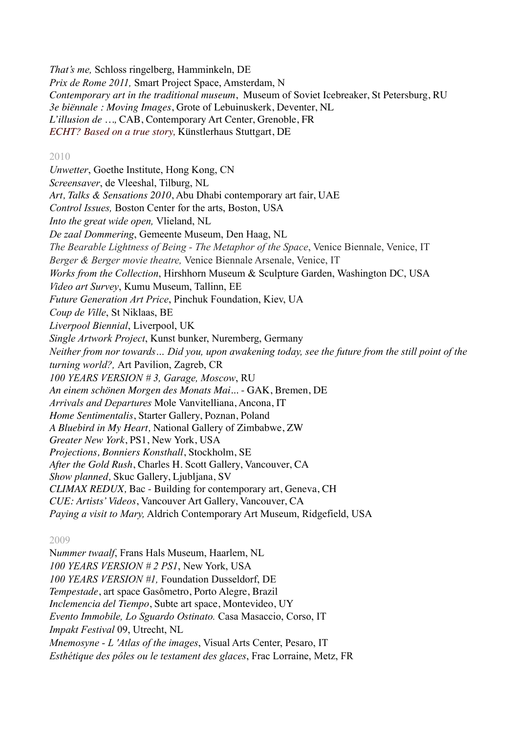*That's me,* Schloss ringelberg, Hamminkeln, DE
*Prix de Rome 2011,* Smart Project Space, Amsterdam, N
*Contemporary art in the traditional museum*, Museum of Soviet Icebreaker, St Petersburg, RU
*3e biënnale : Moving Images*, Grote of Lebuinuskerk, Deventer, NL
*L'illusion de …,* CAB, Contemporary Art Center, Grenoble, FR
*ECHT? Based on a true story,* Künstlerhaus Stuttgart, DE

2010

*Unwetter*, Goethe Institute, Hong Kong, CN
*Screensaver*, de Vleeshal, Tilburg, NL
*Art, Talks & Sensations 2010*, Abu Dhabi contemporary art fair, UAE
*Control Issues,* Boston Center for the arts, Boston, USA
*Into the great wide open,* Vlieland, NL
*De zaal Dommering*, Gemeente Museum, Den Haag, NL
*The Bearable Lightness of Being - The Metaphor of the Space*, Venice Biennale, Venice, IT
*Berger & Berger movie theatre,* Venice Biennale Arsenale, Venice, IT
*Works from the Collection*, Hirshhorn Museum & Sculpture Garden, Washington DC, USA
*Video art Survey*, Kumu Museum, Tallinn, EE
*Future Generation Art Price*, Pinchuk Foundation, Kiev, UA
*Coup de Ville*, St Niklaas, BE
*Liverpool Biennial*, Liverpool, UK
*Single Artwork Project*, Kunst bunker, Nuremberg, Germany
*Neither from nor towards… Did you, upon awakening today, see the future from the still point of the turning world?,* Art Pavilion, Zagreb, CR
*100 YEARS VERSION # 3, Garage, Moscow*, RU
*An einem schönen Morgen des Monats Mai…* - GAK, Bremen, DE
*Arrivals and Departures* Mole Vanvitelliana, Ancona, IT
*Home Sentimentalis*, Starter Gallery, Poznan, Poland
*A Bluebird in My Heart,* National Gallery of Zimbabwe, ZW
*Greater New York*, PS1, New York, USA
*Projections, Bonniers Konsthall*, Stockholm, SE
*After the Gold Rush*, Charles H. Scott Gallery, Vancouver, CA
*Show planned,* Skuc Gallery, Ljubljana, SV
*CLIMAX REDUX,* Bac - Building for contemporary art, Geneva, CH
*CUE: Artists' Videos*, Vancouver Art Gallery, Vancouver, CA
*Paying a visit to Mary,* Aldrich Contemporary Art Museum, Ridgefield, USA

2009

N*ummer twaalf*, Frans Hals Museum, Haarlem, NL
*100 YEARS VERSION # 2 PS1*, New York, USA
*100 YEARS VERSION #1,* Foundation Dusseldorf, DE
*Tempestade*, art space Gasômetro, Porto Alegre, Brazil
*Inclemencia del Tiempo*, Subte art space, Montevideo, UY
*Evento Immobile, Lo Sguardo Ostinato.* Casa Masaccio, Corso, IT
*Impakt Festival* 09, Utrecht, NL
*Mnemosyne - L 'Atlas of the images*, Visual Arts Center, Pesaro, IT
*Esthétique des pôles ou le testament des glaces*, Frac Lorraine, Metz, FR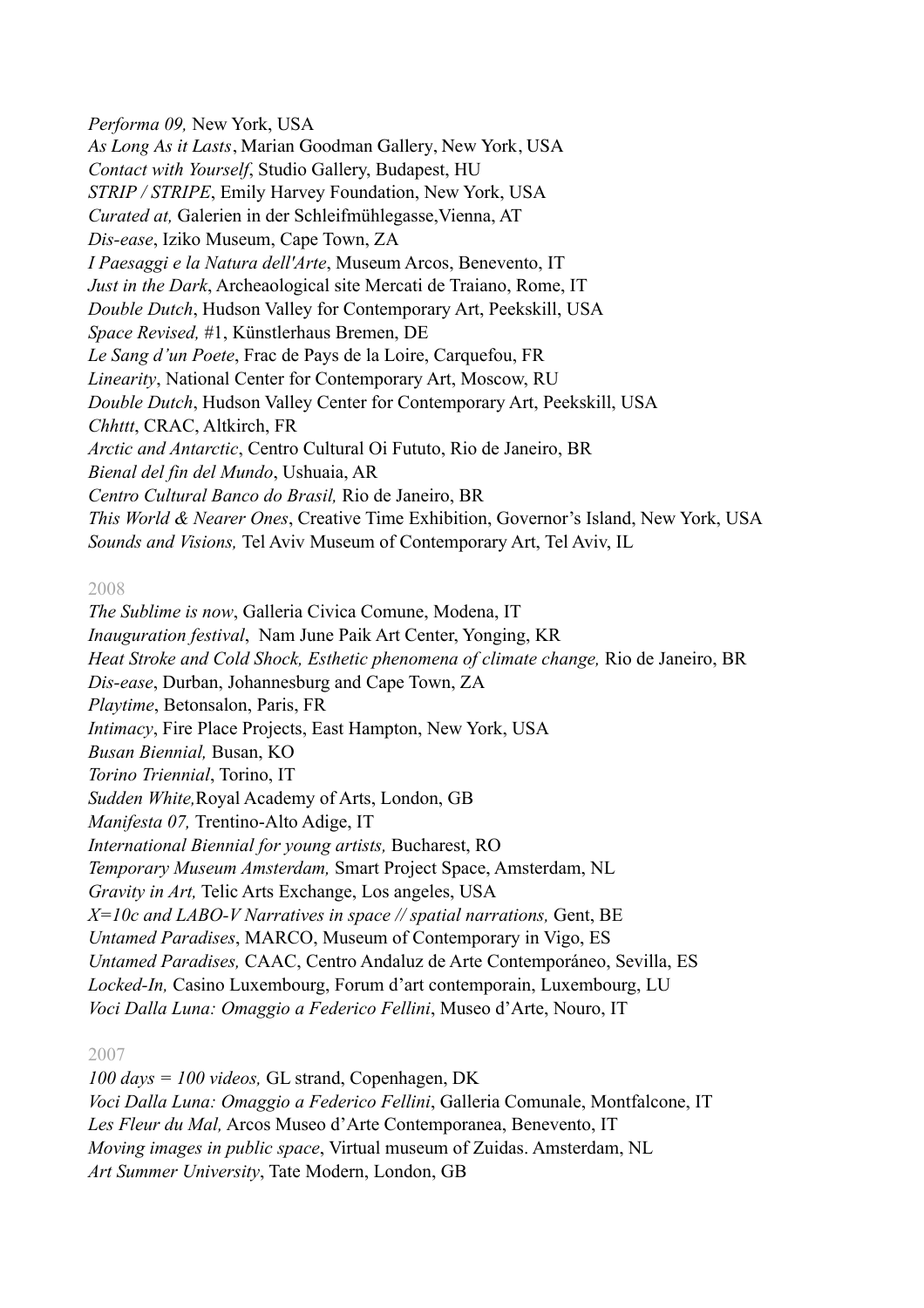*Performa 09,* New York, USA
*As Long As it Lasts*, Marian Goodman Gallery, New York, USA
*Contact with Yourself*, Studio Gallery, Budapest, HU
*STRIP / STRIPE*, Emily Harvey Foundation, New York, USA
*Curated at,* Galerien in der Schleifmühlegasse,Vienna, AT
*Dis-ease*, Iziko Museum, Cape Town, ZA
*I Paesaggi e la Natura dell'Arte*, Museum Arcos, Benevento, IT
*Just in the Dark*, Archeaological site Mercati de Traiano, Rome, IT
*Double Dutch*, Hudson Valley for Contemporary Art, Peekskill, USA
*Space Revised,* #1, Künstlerhaus Bremen, DE
*Le Sang d'un Poete*, Frac de Pays de la Loire, Carquefou, FR
*Linearity*, National Center for Contemporary Art, Moscow, RU
*Double Dutch*, Hudson Valley Center for Contemporary Art, Peekskill, USA
*Chhttt*, CRAC, Altkirch, FR
*Arctic and Antarctic*, Centro Cultural Oi Fututo, Rio de Janeiro, BR
*Bienal del fin del Mundo*, Ushuaia, AR
*Centro Cultural Banco do Brasil,* Rio de Janeiro, BR
*This World & Nearer Ones*, Creative Time Exhibition, Governor's Island, New York, USA
*Sounds and Visions,* Tel Aviv Museum of Contemporary Art, Tel Aviv, IL

2008

*The Sublime is now*, Galleria Civica Comune, Modena, IT
*Inauguration festival*, Nam June Paik Art Center, Yonging, KR
*Heat Stroke and Cold Shock, Esthetic phenomena of climate change,* Rio de Janeiro, BR
*Dis-ease*, Durban, Johannesburg and Cape Town, ZA
*Playtime*, Betonsalon, Paris, FR
*Intimacy*, Fire Place Projects, East Hampton, New York, USA
*Busan Biennial,* Busan, KO
*Torino Triennial*, Torino, IT
*Sudden White,*Royal Academy of Arts, London, GB
*Manifesta 07,* Trentino-Alto Adige, IT
*International Biennial for young artists,* Bucharest, RO
*Temporary Museum Amsterdam,* Smart Project Space, Amsterdam, NL
*Gravity in Art,* Telic Arts Exchange, Los angeles, USA
*X=10c and LABO-V Narratives in space // spatial narrations,* Gent, BE
*Untamed Paradises*, MARCO, Museum of Contemporary in Vigo, ES
*Untamed Paradises,* CAAC, Centro Andaluz de Arte Contemporáneo, Sevilla, ES
*Locked-In,* Casino Luxembourg, Forum d'art contemporain, Luxembourg, LU
*Voci Dalla Luna: Omaggio a Federico Fellini*, Museo d'Arte, Nouro, IT

2007

*100 days = 100 videos,* GL strand, Copenhagen, DK
*Voci Dalla Luna: Omaggio a Federico Fellini*, Galleria Comunale, Montfalcone, IT
*Les Fleur du Mal,* Arcos Museo d'Arte Contemporanea, Benevento, IT
*Moving images in public space*, Virtual museum of Zuidas. Amsterdam, NL
*Art Summer University*, Tate Modern, London, GB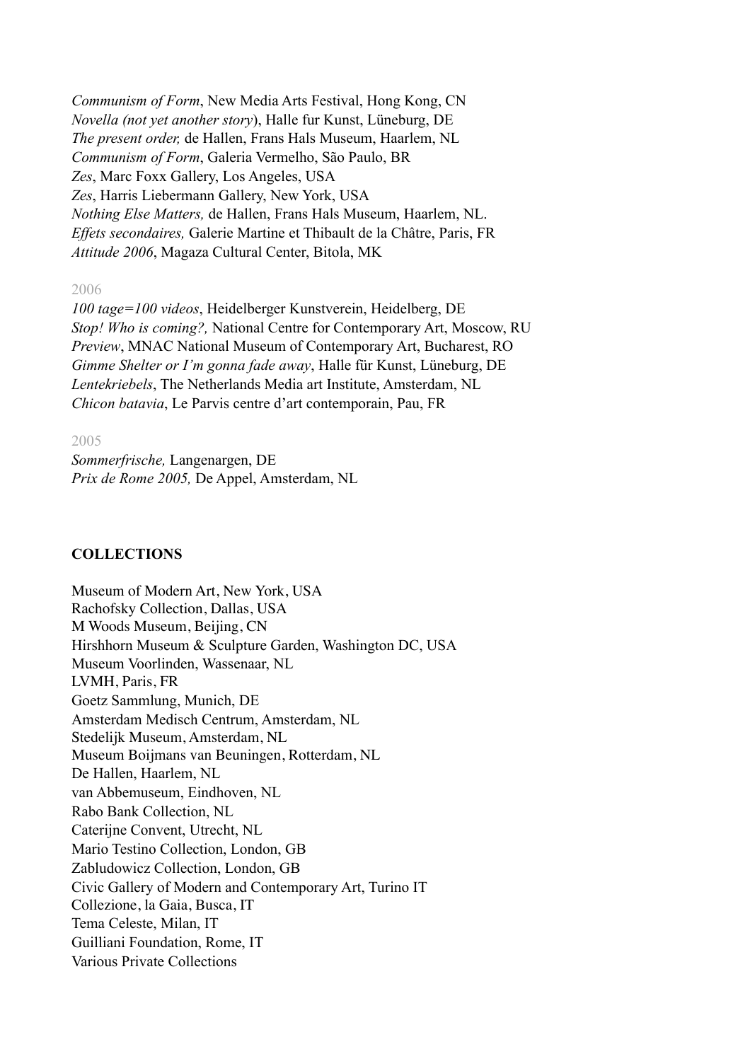*Communism of Form*, New Media Arts Festival, Hong Kong, CN
*Novella (not yet another story*), Halle fur Kunst, Lüneburg, DE
*The present order,* de Hallen, Frans Hals Museum, Haarlem, NL
*Communism of Form*, Galeria Vermelho, São Paulo, BR
*Zes*, Marc Foxx Gallery, Los Angeles, USA
*Zes*, Harris Liebermann Gallery, New York, USA
*Nothing Else Matters,* de Hallen, Frans Hals Museum, Haarlem, NL.
*Effets secondaires,* Galerie Martine et Thibault de la Châtre, Paris, FR
*Attitude 2006*, Magaza Cultural Center, Bitola, MK

2006
*100 tage=100 videos*, Heidelberger Kunstverein, Heidelberg, DE
*Stop! Who is coming?,* National Centre for Contemporary Art, Moscow, RU
*Preview*, MNAC National Museum of Contemporary Art, Bucharest, RO
*Gimme Shelter or I'm gonna fade away*, Halle für Kunst, Lüneburg, DE
*Lentekriebels*, The Netherlands Media art Institute, Amsterdam, NL
*Chicon batavia*, Le Parvis centre d'art contemporain, Pau, FR

2005
*Sommerfrische,* Langenargen, DE
*Prix de Rome 2005,* De Appel, Amsterdam, NL

**COLLECTIONS**

Museum of Modern Art, New York, USA
Rachofsky Collection, Dallas, USA
M Woods Museum, Beijing, CN
Hirshhorn Museum & Sculpture Garden, Washington DC, USA
Museum Voorlinden, Wassenaar, NL
LVMH, Paris, FR
Goetz Sammlung, Munich, DE
Amsterdam Medisch Centrum, Amsterdam, NL
Stedelijk Museum, Amsterdam, NL
Museum Boijmans van Beuningen, Rotterdam, NL
De Hallen, Haarlem, NL
van Abbemuseum, Eindhoven, NL
Rabo Bank Collection, NL
Caterijne Convent, Utrecht, NL
Mario Testino Collection, London, GB
Zabludowicz Collection, London, GB
Civic Gallery of Modern and Contemporary Art, Turino IT
Collezione, la Gaia, Busca, IT
Tema Celeste, Milan, IT
Guilliani Foundation, Rome, IT
Various Private Collections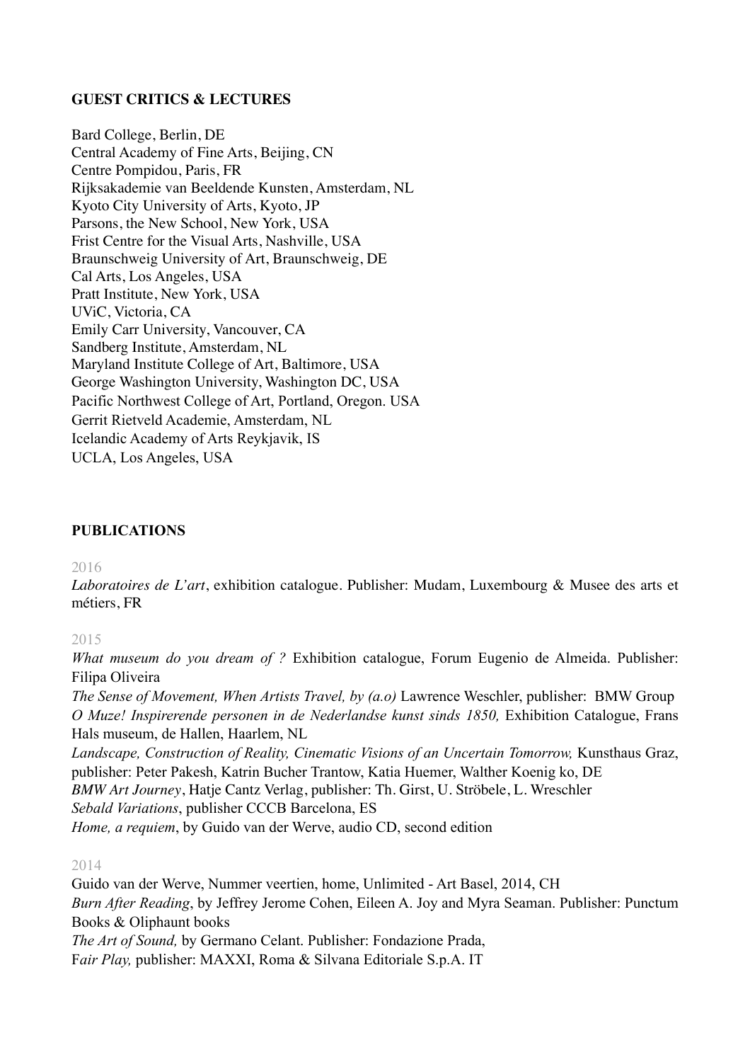**GUEST CRITICS & LECTURES**

Bard College, Berlin, DE
Central Academy of Fine Arts, Beijing, CN
Centre Pompidou, Paris, FR
Rijksakademie van Beeldende Kunsten, Amsterdam, NL
Kyoto City University of Arts, Kyoto, JP
Parsons, the New School, New York, USA
Frist Centre for the Visual Arts, Nashville, USA
Braunschweig University of Art, Braunschweig, DE
Cal Arts, Los Angeles, USA
Pratt Institute, New York, USA
UViC, Victoria, CA
Emily Carr University, Vancouver, CA
Sandberg Institute, Amsterdam, NL
Maryland Institute College of Art, Baltimore, USA
George Washington University, Washington DC, USA
Pacific Northwest College of Art, Portland, Oregon. USA
Gerrit Rietveld Academie, Amsterdam, NL
Icelandic Academy of Arts Reykjavik, IS
UCLA, Los Angeles, USA

**PUBLICATIONS**

2016

*Laboratoires de L'art*, exhibition catalogue. Publisher: Mudam, Luxembourg & Musee des arts et métiers, FR

2015

*What museum do you dream of ?* Exhibition catalogue, Forum Eugenio de Almeida. Publisher: Filipa Oliveira
*The Sense of Movement, When Artists Travel, by (a.o)* Lawrence Weschler, publisher: BMW Group
*O Muze! Inspirerende personen in de Nederlandse kunst sinds 1850,* Exhibition Catalogue, Frans Hals museum, de Hallen, Haarlem, NL
*Landscape, Construction of Reality, Cinematic Visions of an Uncertain Tomorrow,* Kunsthaus Graz, publisher: Peter Pakesh, Katrin Bucher Trantow, Katia Huemer, Walther Koenig ko, DE
*BMW Art Journey*, Hatje Cantz Verlag, publisher: Th. Girst, U. Ströbele, L. Wreschler
*Sebald Variations*, publisher CCCB Barcelona, ES
*Home, a requiem*, by Guido van der Werve, audio CD, second edition

2014

Guido van der Werve, Nummer veertien, home, Unlimited - Art Basel, 2014, CH
*Burn After Reading*, by Jeffrey Jerome Cohen, Eileen A. Joy and Myra Seaman. Publisher: Punctum Books & Oliphaunt books
*The Art of Sound,* by Germano Celant. Publisher: Fondazione Prada,
F*air Play,* publisher: MAXXI, Roma & Silvana Editoriale S.p.A. IT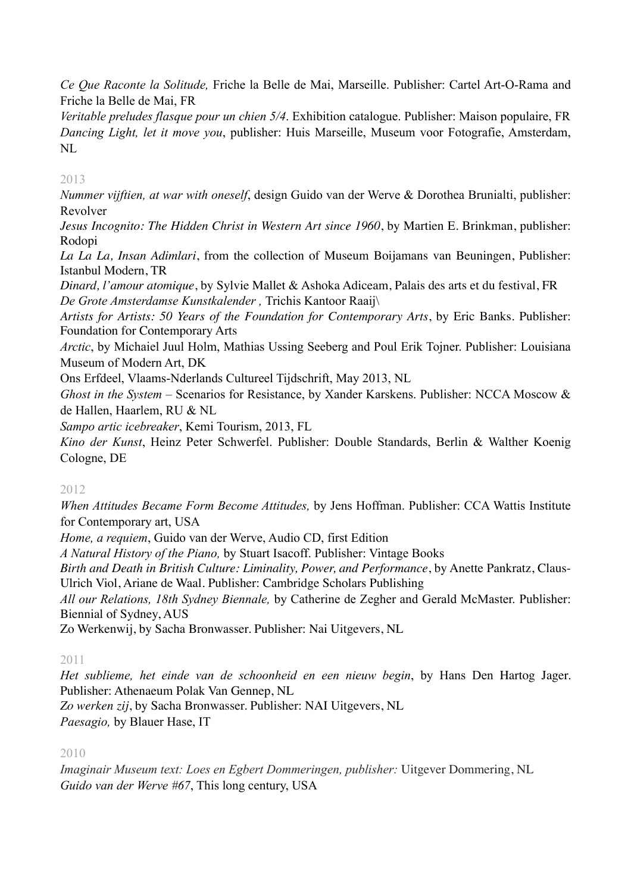*Ce Que Raconte la Solitude,* Friche la Belle de Mai, Marseille. Publisher: Cartel Art-O-Rama and Friche la Belle de Mai, FR
*Veritable preludes flasque pour un chien 5/4*. Exhibition catalogue. Publisher: Maison populaire, FR
*Dancing Light, let it move you*, publisher: Huis Marseille, Museum voor Fotografie, Amsterdam, NL

2013

*Nummer vijftien, at war with oneself*, design Guido van der Werve & Dorothea Brunialti, publisher: Revolver
*Jesus Incognito: The Hidden Christ in Western Art since 1960*, by Martien E. Brinkman, publisher: Rodopi
*La La La, Insan Adimlari*, from the collection of Museum Boijamans van Beuningen, Publisher: Istanbul Modern, TR
*Dinard, l'amour atomique*, by Sylvie Mallet & Ashoka Adiceam, Palais des arts et du festival, FR
*De Grote Amsterdamse Kunstkalender ,* Trichis Kantoor Raaij\
*Artists for Artists: 50 Years of the Foundation for Contemporary Arts*, by Eric Banks. Publisher: Foundation for Contemporary Arts
*Arctic*, by Michaiel Juul Holm, Mathias Ussing Seeberg and Poul Erik Tojner. Publisher: Louisiana Museum of Modern Art, DK
Ons Erfdeel, Vlaams-Nderlands Cultureel Tijdschrift, May 2013, NL
*Ghost in the System* – Scenarios for Resistance, by Xander Karskens. Publisher: NCCA Moscow & de Hallen, Haarlem, RU & NL
*Sampo artic icebreaker*, Kemi Tourism, 2013, FL
*Kino der Kunst*, Heinz Peter Schwerfel. Publisher: Double Standards, Berlin & Walther Koenig Cologne, DE

2012

*When Attitudes Became Form Become Attitudes,* by Jens Hoffman. Publisher: CCA Wattis Institute for Contemporary art, USA
*Home, a requiem*, Guido van der Werve, Audio CD, first Edition
*A Natural History of the Piano,* by Stuart Isacoff. Publisher: Vintage Books
*Birth and Death in British Culture: Liminality, Power, and Performance*, by Anette Pankratz, Claus-Ulrich Viol, Ariane de Waal. Publisher: Cambridge Scholars Publishing
*All our Relations, 18th Sydney Biennale,* by Catherine de Zegher and Gerald McMaster. Publisher: Biennial of Sydney, AUS
Zo Werkenwij, by Sacha Bronwasser. Publisher: Nai Uitgevers, NL

2011

*Het sublieme, het einde van de schoonheid en een nieuw begin*, by Hans Den Hartog Jager. Publisher: Athenaeum Polak Van Gennep, NL
*Zo werken zij*, by Sacha Bronwasser. Publisher: NAI Uitgevers, NL
*Paesagio,* by Blauer Hase, IT

2010

*Imaginair Museum text: Loes en Egbert Dommeringen, publisher:* Uitgever Dommering, NL
*Guido van der Werve #67*, This long century, USA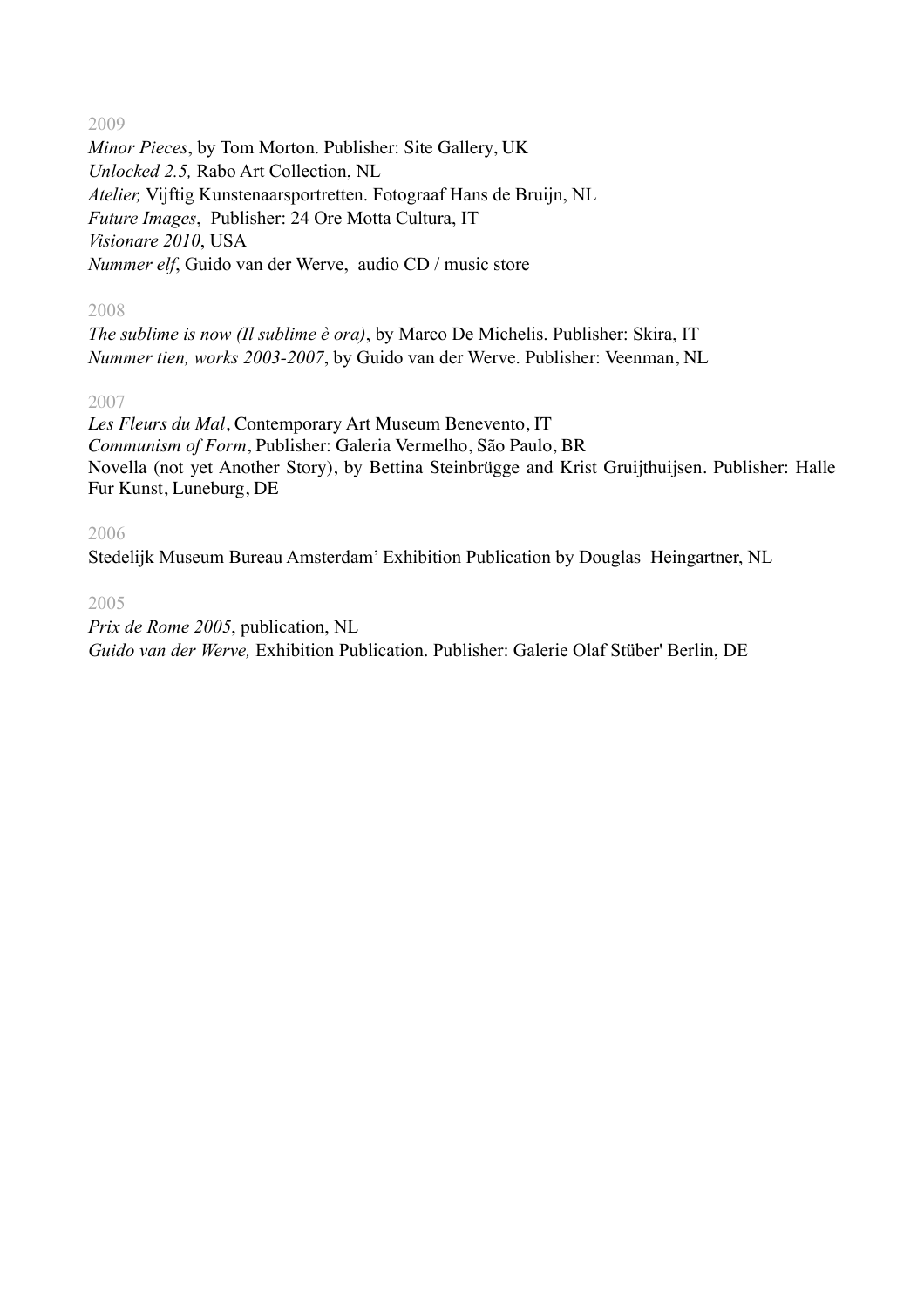2009

*Minor Pieces*, by Tom Morton. Publisher: Site Gallery, UK
*Unlocked 2.5,* Rabo Art Collection, NL
*Atelier,* Vijftig Kunstenaarsportretten. Fotograaf Hans de Bruijn, NL
*Future Images*, Publisher: 24 Ore Motta Cultura, IT
*Visionare 2010*, USA
*Nummer elf*, Guido van der Werve, audio CD / music store

2008

*The sublime is now (Il sublime è ora)*, by Marco De Michelis. Publisher: Skira, IT
*Nummer tien, works 2003-2007*, by Guido van der Werve. Publisher: Veenman, NL

2007

*Les Fleurs du Mal*, Contemporary Art Museum Benevento, IT
*Communism of Form*, Publisher: Galeria Vermelho, São Paulo, BR
Novella (not yet Another Story), by Bettina Steinbrügge and Krist Gruijthuijsen. Publisher: Halle Fur Kunst, Luneburg, DE

2006

Stedelijk Museum Bureau Amsterdam' Exhibition Publication by Douglas Heingartner, NL

2005

*Prix de Rome 2005*, publication, NL
*Guido van der Werve,* Exhibition Publication. Publisher: Galerie Olaf Stüber' Berlin, DE